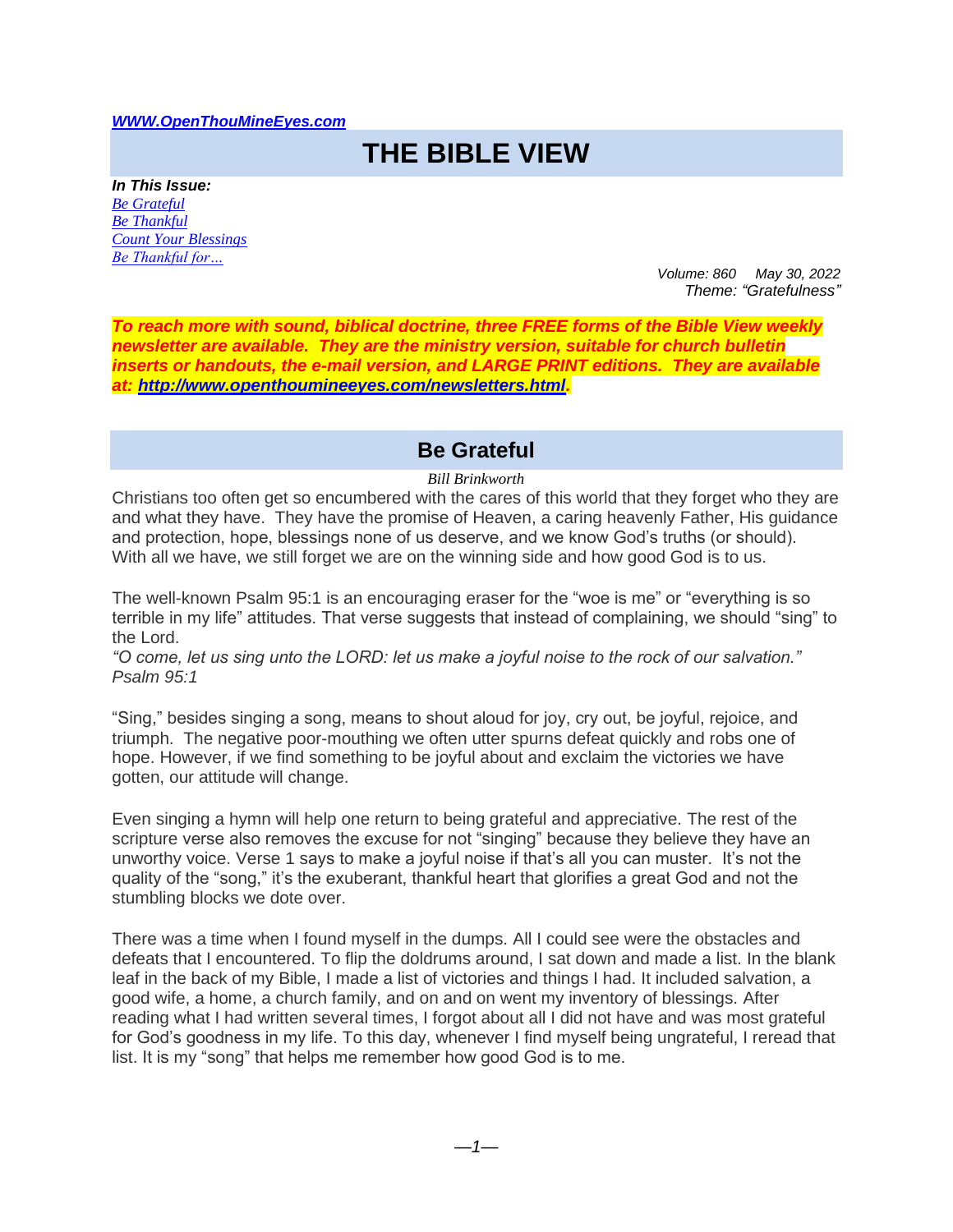[WWW.OpenThouMineEyes.com](http://WWW.OpenThouMineEyes.com)

# THE BIBLE VIEW

***In This Issue:***
[Be Grateful](#)
[Be Thankful](#)
[Count Your Blessings](#)
[Be Thankful for…](#)

*Volume: 860 May 30, 2022*
*Theme: "Gratefulness"*

***To reach more with sound, biblical doctrine, three FREE forms of the Bible View weekly newsletter are available. They are the ministry version, suitable for church bulletin inserts or handouts, the e-mail version, and LARGE PRINT editions. They are available at: [http://www.openthoumineeyes.com/newsletters.html](http://www.openthoumineeyes.com/newsletters.html).***

## Be Grateful

*Bill Brinkworth*

Christians too often get so encumbered with the cares of this world that they forget who they are and what they have. They have the promise of Heaven, a caring heavenly Father, His guidance and protection, hope, blessings none of us deserve, and we know God's truths (or should). With all we have, we still forget we are on the winning side and how good God is to us.

The well-known Psalm 95:1 is an encouraging eraser for the "woe is me" or "everything is so terrible in my life" attitudes. That verse suggests that instead of complaining, we should "sing" to the Lord.
*"O come, let us sing unto the LORD: let us make a joyful noise to the rock of our salvation." Psalm 95:1*

"Sing," besides singing a song, means to shout aloud for joy, cry out, be joyful, rejoice, and triumph. The negative poor-mouthing we often utter spurns defeat quickly and robs one of hope. However, if we find something to be joyful about and exclaim the victories we have gotten, our attitude will change.

Even singing a hymn will help one return to being grateful and appreciative. The rest of the scripture verse also removes the excuse for not "singing" because they believe they have an unworthy voice. Verse 1 says to make a joyful noise if that's all you can muster. It's not the quality of the "song," it's the exuberant, thankful heart that glorifies a great God and not the stumbling blocks we dote over.

There was a time when I found myself in the dumps. All I could see were the obstacles and defeats that I encountered. To flip the doldrums around, I sat down and made a list. In the blank leaf in the back of my Bible, I made a list of victories and things I had. It included salvation, a good wife, a home, a church family, and on and on went my inventory of blessings. After reading what I had written several times, I forgot about all I did not have and was most grateful for God's goodness in my life. To this day, whenever I find myself being ungrateful, I reread that list. It is my "song" that helps me remember how good God is to me.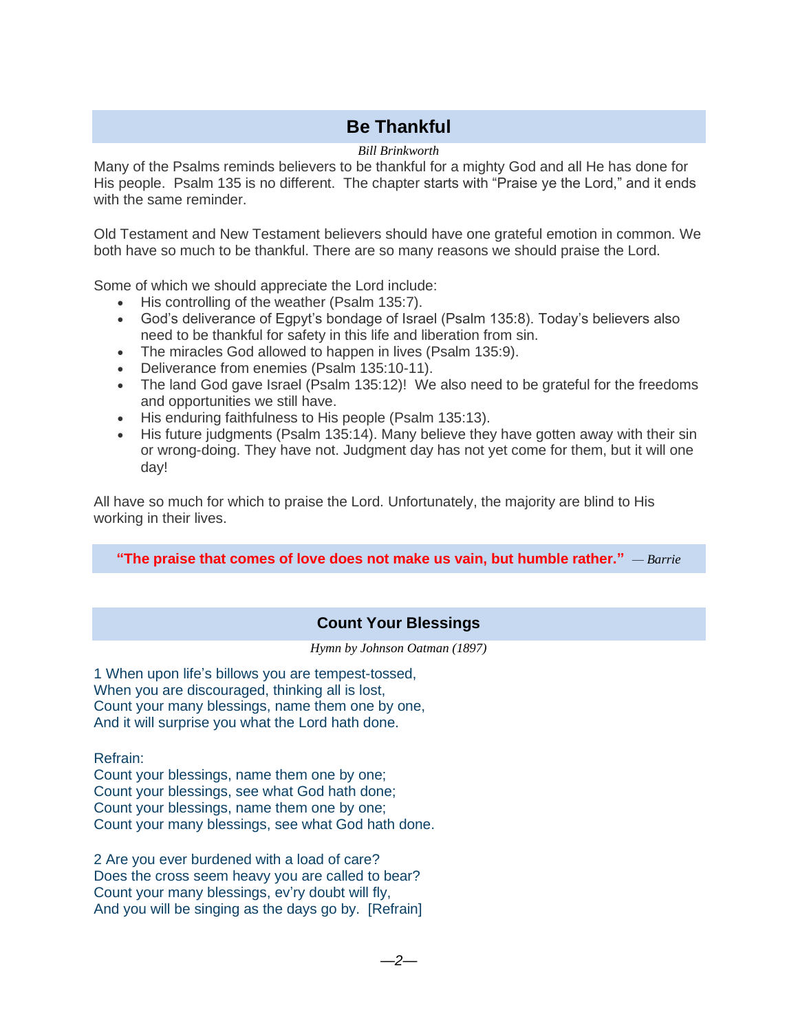## Be Thankful

*Bill Brinkworth*

Many of the Psalms reminds believers to be thankful for a mighty God and all He has done for His people. Psalm 135 is no different. The chapter starts with "Praise ye the Lord," and it ends with the same reminder.

Old Testament and New Testament believers should have one grateful emotion in common. We both have so much to be thankful. There are so many reasons we should praise the Lord.

Some of which we should appreciate the Lord include:

- His controlling of the weather (Psalm 135:7).
- God's deliverance of Egpyt's bondage of Israel (Psalm 135:8). Today's believers also need to be thankful for safety in this life and liberation from sin.
- The miracles God allowed to happen in lives (Psalm 135:9).
- Deliverance from enemies (Psalm 135:10-11).
- The land God gave Israel (Psalm 135:12)! We also need to be grateful for the freedoms and opportunities we still have.
- His enduring faithfulness to His people (Psalm 135:13).
- His future judgments (Psalm 135:14). Many believe they have gotten away with their sin or wrong-doing. They have not. Judgment day has not yet come for them, but it will one day!

All have so much for which to praise the Lord. Unfortunately, the majority are blind to His working in their lives.

> **"The praise that comes of love does not make us vain, but humble rather."** *— Barrie*

## Count Your Blessings

*Hymn by Johnson Oatman (1897)*

1 When upon life's billows you are tempest-tossed,
When you are discouraged, thinking all is lost,
Count your many blessings, name them one by one,
And it will surprise you what the Lord hath done.

Refrain:
Count your blessings, name them one by one;
Count your blessings, see what God hath done;
Count your blessings, name them one by one;
Count your many blessings, see what God hath done.

2 Are you ever burdened with a load of care?
Does the cross seem heavy you are called to bear?
Count your many blessings, ev'ry doubt will fly,
And you will be singing as the days go by. [Refrain]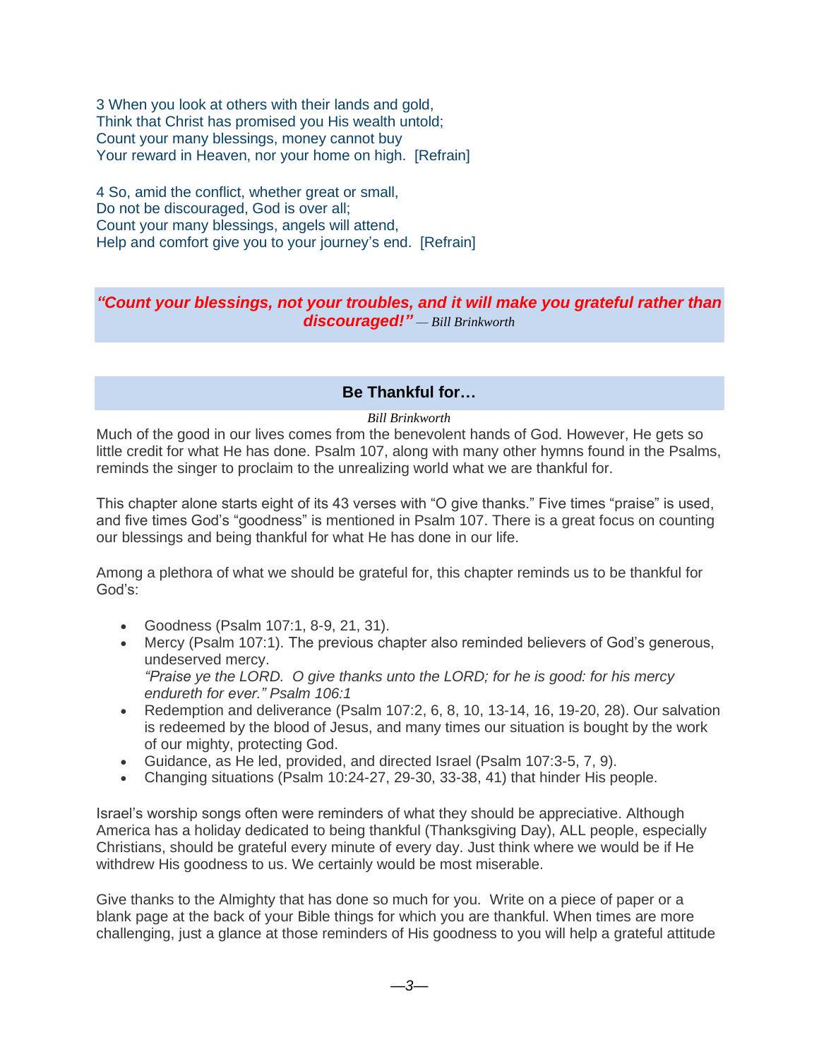3 When you look at others with their lands and gold,
Think that Christ has promised you His wealth untold;
Count your many blessings, money cannot buy
Your reward in Heaven, nor your home on high. [Refrain]

4 So, amid the conflict, whether great or small,
Do not be discouraged, God is over all;
Count your many blessings, angels will attend,
Help and comfort give you to your journey's end. [Refrain]

***"Count your blessings, not your troubles, and it will make you grateful rather than discouraged!"*** *— Bill Brinkworth*

## Be Thankful for…

*Bill Brinkworth*

Much of the good in our lives comes from the benevolent hands of God. However, He gets so little credit for what He has done. Psalm 107, along with many other hymns found in the Psalms, reminds the singer to proclaim to the unrealizing world what we are thankful for.

This chapter alone starts eight of its 43 verses with "O give thanks." Five times "praise" is used, and five times God's "goodness" is mentioned in Psalm 107. There is a great focus on counting our blessings and being thankful for what He has done in our life.

Among a plethora of what we should be grateful for, this chapter reminds us to be thankful for God's:

- Goodness (Psalm 107:1, 8-9, 21, 31).
- Mercy (Psalm 107:1). The previous chapter also reminded believers of God's generous, undeserved mercy.
  *"Praise ye the LORD. O give thanks unto the LORD; for he is good: for his mercy endureth for ever." Psalm 106:1*
- Redemption and deliverance (Psalm 107:2, 6, 8, 10, 13-14, 16, 19-20, 28). Our salvation is redeemed by the blood of Jesus, and many times our situation is bought by the work of our mighty, protecting God.
- Guidance, as He led, provided, and directed Israel (Psalm 107:3-5, 7, 9).
- Changing situations (Psalm 10:24-27, 29-30, 33-38, 41) that hinder His people.

Israel's worship songs often were reminders of what they should be appreciative. Although America has a holiday dedicated to being thankful (Thanksgiving Day), ALL people, especially Christians, should be grateful every minute of every day. Just think where we would be if He withdrew His goodness to us. We certainly would be most miserable.

Give thanks to the Almighty that has done so much for you. Write on a piece of paper or a blank page at the back of your Bible things for which you are thankful. When times are more challenging, just a glance at those reminders of His goodness to you will help a grateful attitude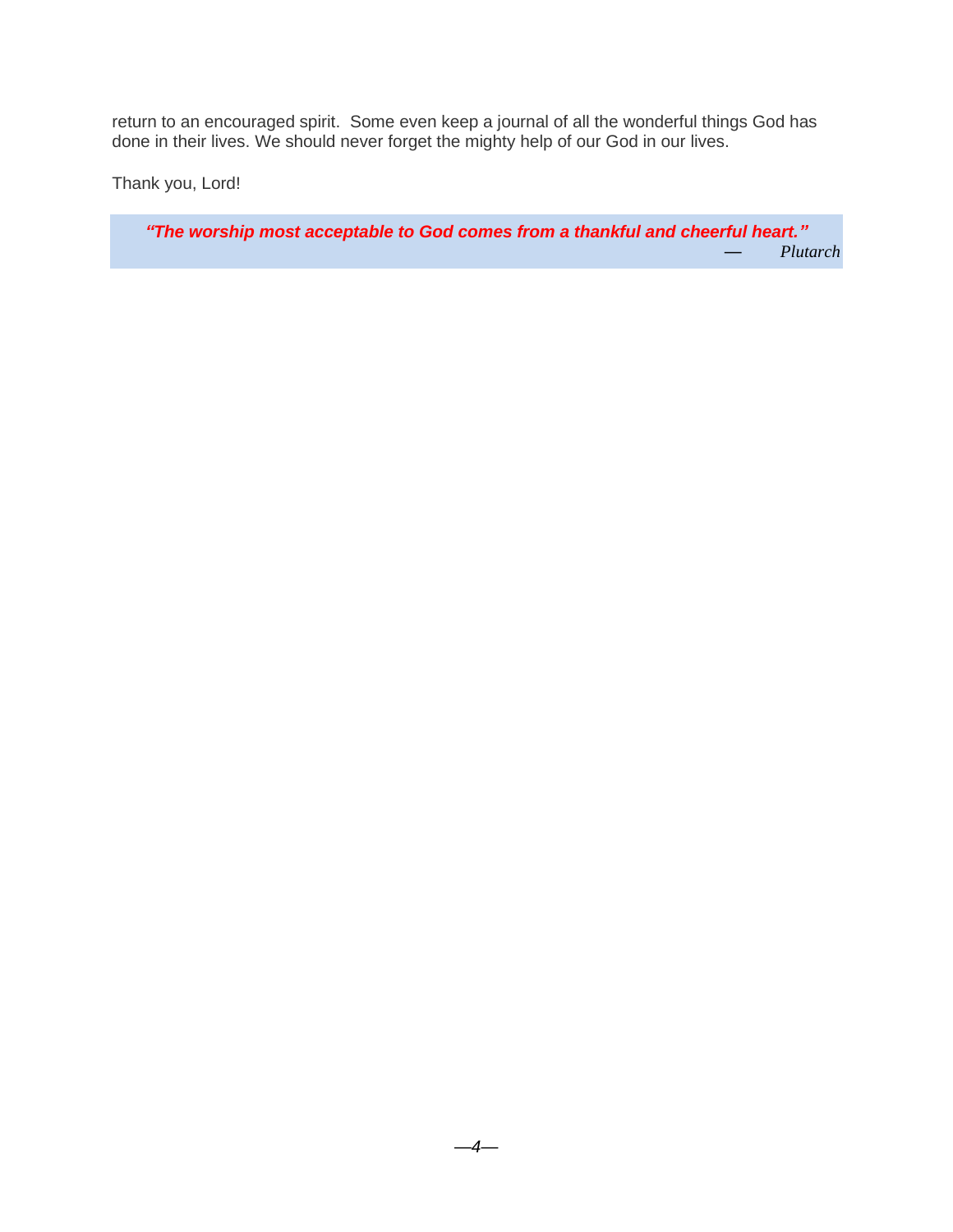return to an encouraged spirit.  Some even keep a journal of all the wonderful things God has done in their lives. We should never forget the mighty help of our God in our lives.

Thank you, Lord!

> ***"The worship most acceptable to God comes from a thankful and cheerful heart."***
> — *Plutarch*